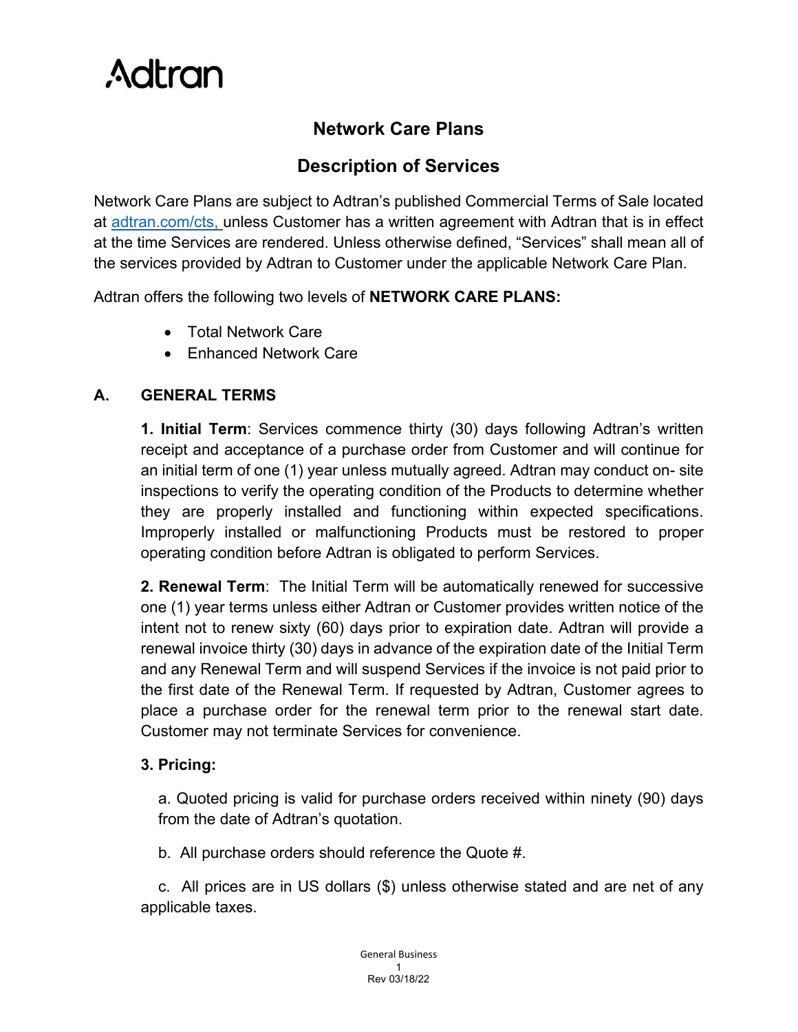Adtran

# Network Care Plans

## Description of Services

Network Care Plans are subject to Adtran's published Commercial Terms of Sale located at [adtran.com/cts,](adtran.com/cts) unless Customer has a written agreement with Adtran that is in effect at the time Services are rendered. Unless otherwise defined, "Services" shall mean all of the services provided by Adtran to Customer under the applicable Network Care Plan.

Adtran offers the following two levels of **NETWORK CARE PLANS:**

- Total Network Care
- Enhanced Network Care

### A. GENERAL TERMS

**1. Initial Term**: Services commence thirty (30) days following Adtran's written receipt and acceptance of a purchase order from Customer and will continue for an initial term of one (1) year unless mutually agreed. Adtran may conduct on- site inspections to verify the operating condition of the Products to determine whether they are properly installed and functioning within expected specifications. Improperly installed or malfunctioning Products must be restored to proper operating condition before Adtran is obligated to perform Services.

**2. Renewal Term**: The Initial Term will be automatically renewed for successive one (1) year terms unless either Adtran or Customer provides written notice of the intent not to renew sixty (60) days prior to expiration date. Adtran will provide a renewal invoice thirty (30) days in advance of the expiration date of the Initial Term and any Renewal Term and will suspend Services if the invoice is not paid prior to the first date of the Renewal Term. If requested by Adtran, Customer agrees to place a purchase order for the renewal term prior to the renewal start date. Customer may not terminate Services for convenience.

**3. Pricing:**

a. Quoted pricing is valid for purchase orders received within ninety (90) days from the date of Adtran's quotation.

b. All purchase orders should reference the Quote #.

c. All prices are in US dollars ($) unless otherwise stated and are net of any applicable taxes.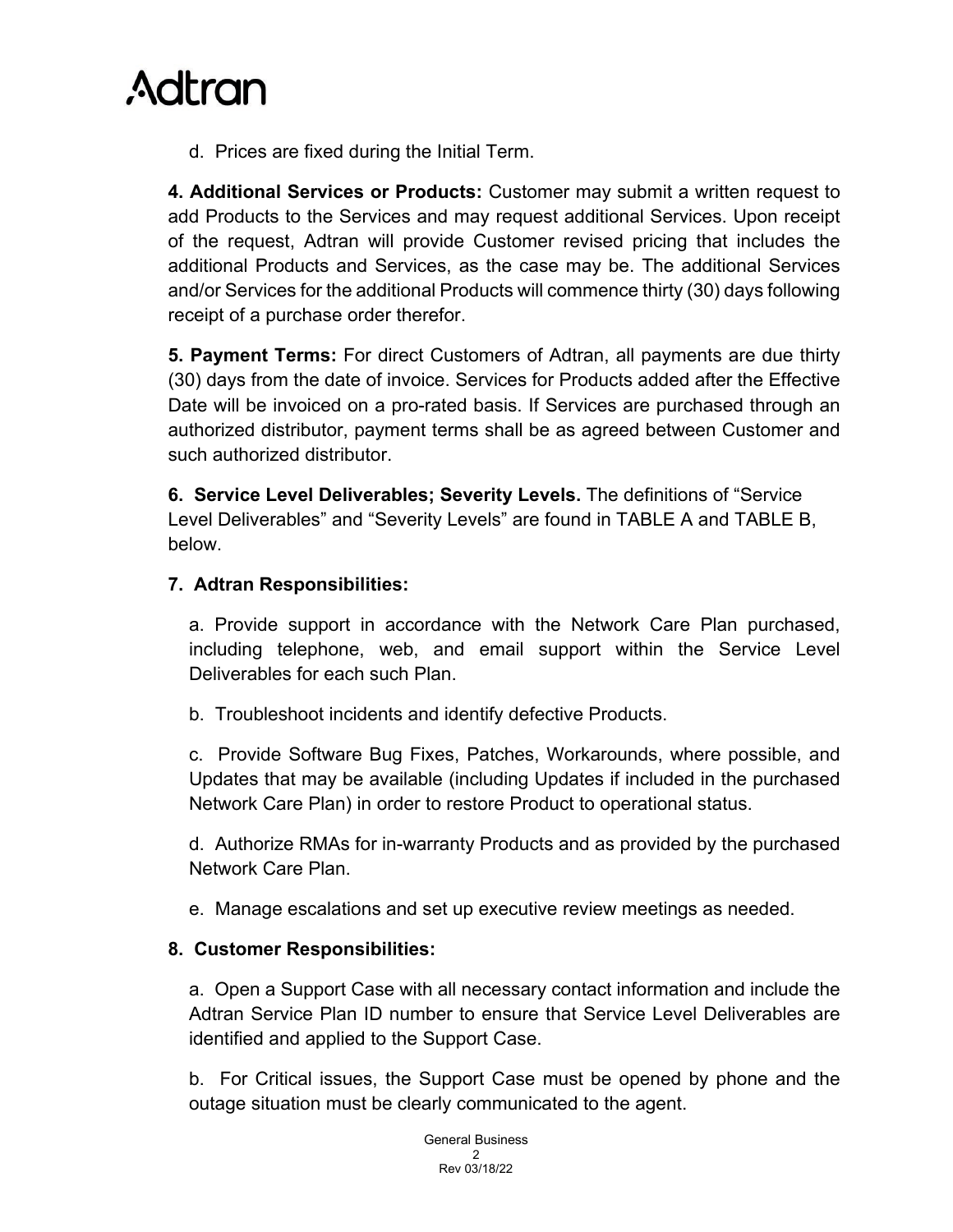d. Prices are fixed during the Initial Term.

**4. Additional Services or Products:** Customer may submit a written request to add Products to the Services and may request additional Services. Upon receipt of the request, Adtran will provide Customer revised pricing that includes the additional Products and Services, as the case may be. The additional Services and/or Services for the additional Products will commence thirty (30) days following receipt of a purchase order therefor.

**5. Payment Terms:** For direct Customers of Adtran, all payments are due thirty (30) days from the date of invoice. Services for Products added after the Effective Date will be invoiced on a pro-rated basis. If Services are purchased through an authorized distributor, payment terms shall be as agreed between Customer and such authorized distributor.

**6. Service Level Deliverables; Severity Levels.** The definitions of "Service Level Deliverables" and "Severity Levels" are found in TABLE A and TABLE B, below.

**7. Adtran Responsibilities:**

a. Provide support in accordance with the Network Care Plan purchased, including telephone, web, and email support within the Service Level Deliverables for each such Plan.

b. Troubleshoot incidents and identify defective Products.

c. Provide Software Bug Fixes, Patches, Workarounds, where possible, and Updates that may be available (including Updates if included in the purchased Network Care Plan) in order to restore Product to operational status.

d. Authorize RMAs for in-warranty Products and as provided by the purchased Network Care Plan.

e. Manage escalations and set up executive review meetings as needed.

**8. Customer Responsibilities:**

a. Open a Support Case with all necessary contact information and include the Adtran Service Plan ID number to ensure that Service Level Deliverables are identified and applied to the Support Case.

b. For Critical issues, the Support Case must be opened by phone and the outage situation must be clearly communicated to the agent.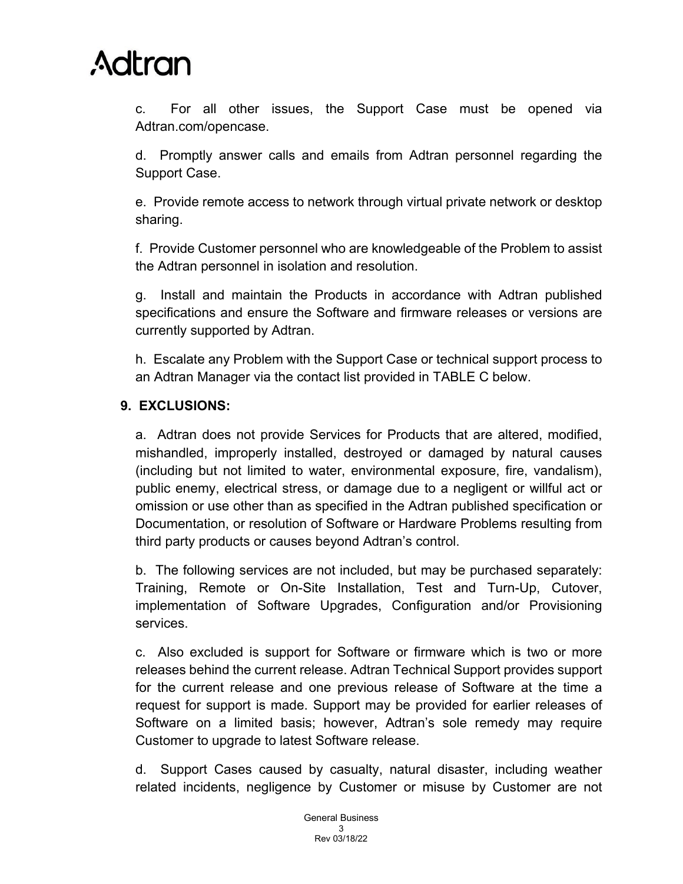c. For all other issues, the Support Case must be opened via Adtran.com/opencase.

d. Promptly answer calls and emails from Adtran personnel regarding the Support Case.

e. Provide remote access to network through virtual private network or desktop sharing.

f. Provide Customer personnel who are knowledgeable of the Problem to assist the Adtran personnel in isolation and resolution.

g. Install and maintain the Products in accordance with Adtran published specifications and ensure the Software and firmware releases or versions are currently supported by Adtran.

h. Escalate any Problem with the Support Case or technical support process to an Adtran Manager via the contact list provided in TABLE C below.

## 9. EXCLUSIONS:

a. Adtran does not provide Services for Products that are altered, modified, mishandled, improperly installed, destroyed or damaged by natural causes (including but not limited to water, environmental exposure, fire, vandalism), public enemy, electrical stress, or damage due to a negligent or willful act or omission or use other than as specified in the Adtran published specification or Documentation, or resolution of Software or Hardware Problems resulting from third party products or causes beyond Adtran's control.

b. The following services are not included, but may be purchased separately: Training, Remote or On-Site Installation, Test and Turn-Up, Cutover, implementation of Software Upgrades, Configuration and/or Provisioning services.

c. Also excluded is support for Software or firmware which is two or more releases behind the current release. Adtran Technical Support provides support for the current release and one previous release of Software at the time a request for support is made. Support may be provided for earlier releases of Software on a limited basis; however, Adtran's sole remedy may require Customer to upgrade to latest Software release.

d. Support Cases caused by casualty, natural disaster, including weather related incidents, negligence by Customer or misuse by Customer are not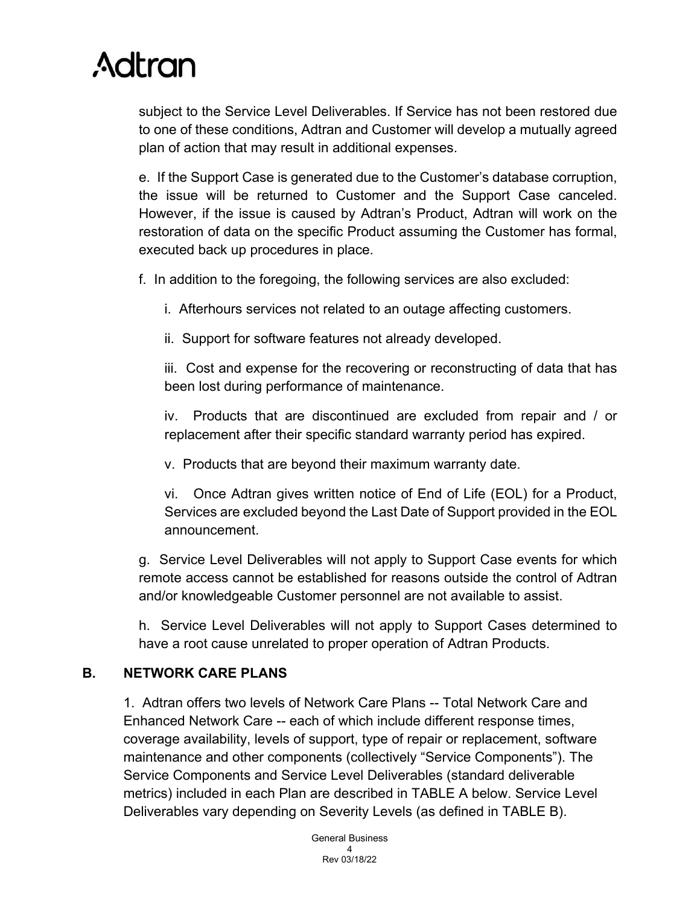subject to the Service Level Deliverables. If Service has not been restored due to one of these conditions, Adtran and Customer will develop a mutually agreed plan of action that may result in additional expenses.

e. If the Support Case is generated due to the Customer's database corruption, the issue will be returned to Customer and the Support Case canceled. However, if the issue is caused by Adtran's Product, Adtran will work on the restoration of data on the specific Product assuming the Customer has formal, executed back up procedures in place.

f. In addition to the foregoing, the following services are also excluded:

i. Afterhours services not related to an outage affecting customers.

ii. Support for software features not already developed.

iii. Cost and expense for the recovering or reconstructing of data that has been lost during performance of maintenance.

iv. Products that are discontinued are excluded from repair and / or replacement after their specific standard warranty period has expired.

v. Products that are beyond their maximum warranty date.

vi. Once Adtran gives written notice of End of Life (EOL) for a Product, Services are excluded beyond the Last Date of Support provided in the EOL announcement.

g. Service Level Deliverables will not apply to Support Case events for which remote access cannot be established for reasons outside the control of Adtran and/or knowledgeable Customer personnel are not available to assist.

h. Service Level Deliverables will not apply to Support Cases determined to have a root cause unrelated to proper operation of Adtran Products.

## B. NETWORK CARE PLANS

1. Adtran offers two levels of Network Care Plans -- Total Network Care and Enhanced Network Care -- each of which include different response times, coverage availability, levels of support, type of repair or replacement, software maintenance and other components (collectively "Service Components"). The Service Components and Service Level Deliverables (standard deliverable metrics) included in each Plan are described in TABLE A below. Service Level Deliverables vary depending on Severity Levels (as defined in TABLE B).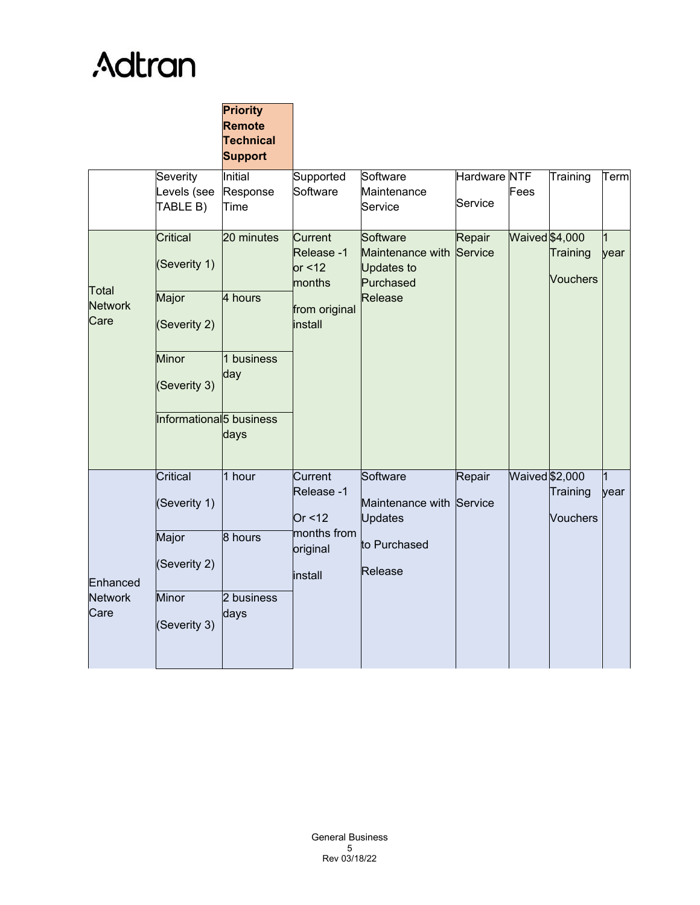Adtran

| | Severity Levels (see TABLE B) | **Priority Remote Technical Support** Initial Response Time | Supported Software | Software Maintenance Service | Hardware Service | NTF Fees | Training | Term |
|---|---|---|---|---|---|---|---|---|
| Total Network Care | Critical (Severity 1) | 20 minutes | Current Release -1 or <12 months from original install | Software Maintenance with Updates to Purchased Release | Repair Service | Waived | $4,000 Training Vouchers | 1 year |
| | Major (Severity 2) | 4 hours | | | | | | |
| | Minor (Severity 3) | 1 business day | | | | | | |
| | Informational | 5 business days | | | | | | |
| Enhanced Network Care | Critical (Severity 1) | 1 hour | Current Release -1 Or <12 months from original install | Software Maintenance with Updates to Purchased Release | Repair Service | Waived | $2,000 Training Vouchers | 1 year |
| | Major (Severity 2) | 8 hours | | | | | | |
| | Minor (Severity 3) | 2 business days | | | | | | |

General Business
Rev 03/18/22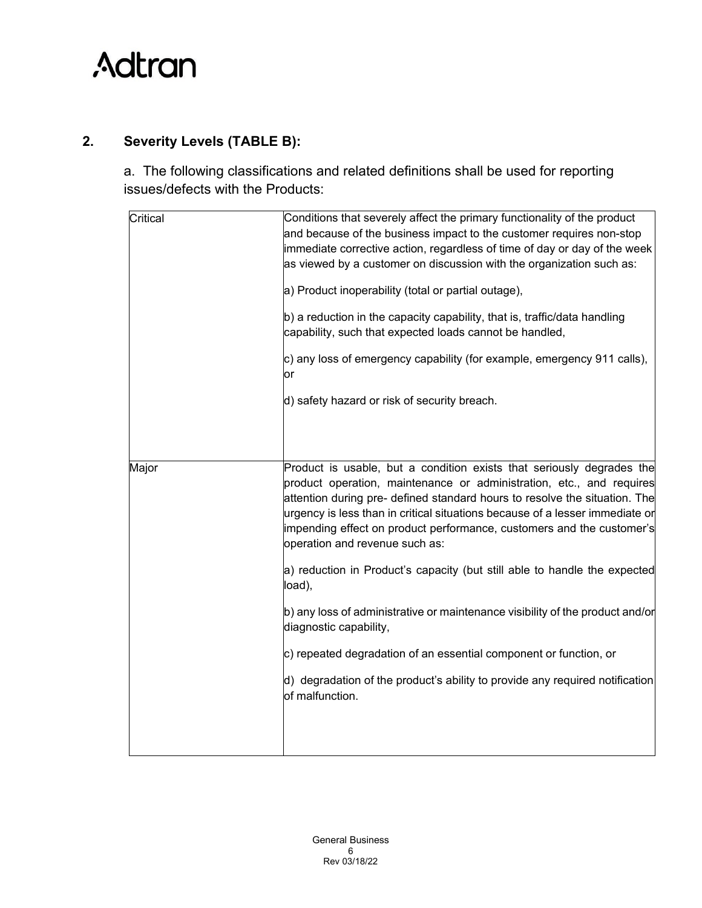## 2. Severity Levels (TABLE B):

a. The following classifications and related definitions shall be used for reporting issues/defects with the Products:

| | |
|---|---|
| Critical | Conditions that severely affect the primary functionality of the product and because of the business impact to the customer requires non-stop immediate corrective action, regardless of time of day or day of the week as viewed by a customer on discussion with the organization such as:<br><br>a) Product inoperability (total or partial outage),<br><br>b) a reduction in the capacity capability, that is, traffic/data handling capability, such that expected loads cannot be handled,<br><br>c) any loss of emergency capability (for example, emergency 911 calls), or<br><br>d) safety hazard or risk of security breach. |
| Major | Product is usable, but a condition exists that seriously degrades the product operation, maintenance or administration, etc., and requires attention during pre- defined standard hours to resolve the situation. The urgency is less than in critical situations because of a lesser immediate or impending effect on product performance, customers and the customer's operation and revenue such as:<br><br>a) reduction in Product's capacity (but still able to handle the expected load),<br><br>b) any loss of administrative or maintenance visibility of the product and/or diagnostic capability,<br><br>c) repeated degradation of an essential component or function, or<br><br>d) degradation of the product's ability to provide any required notification of malfunction. |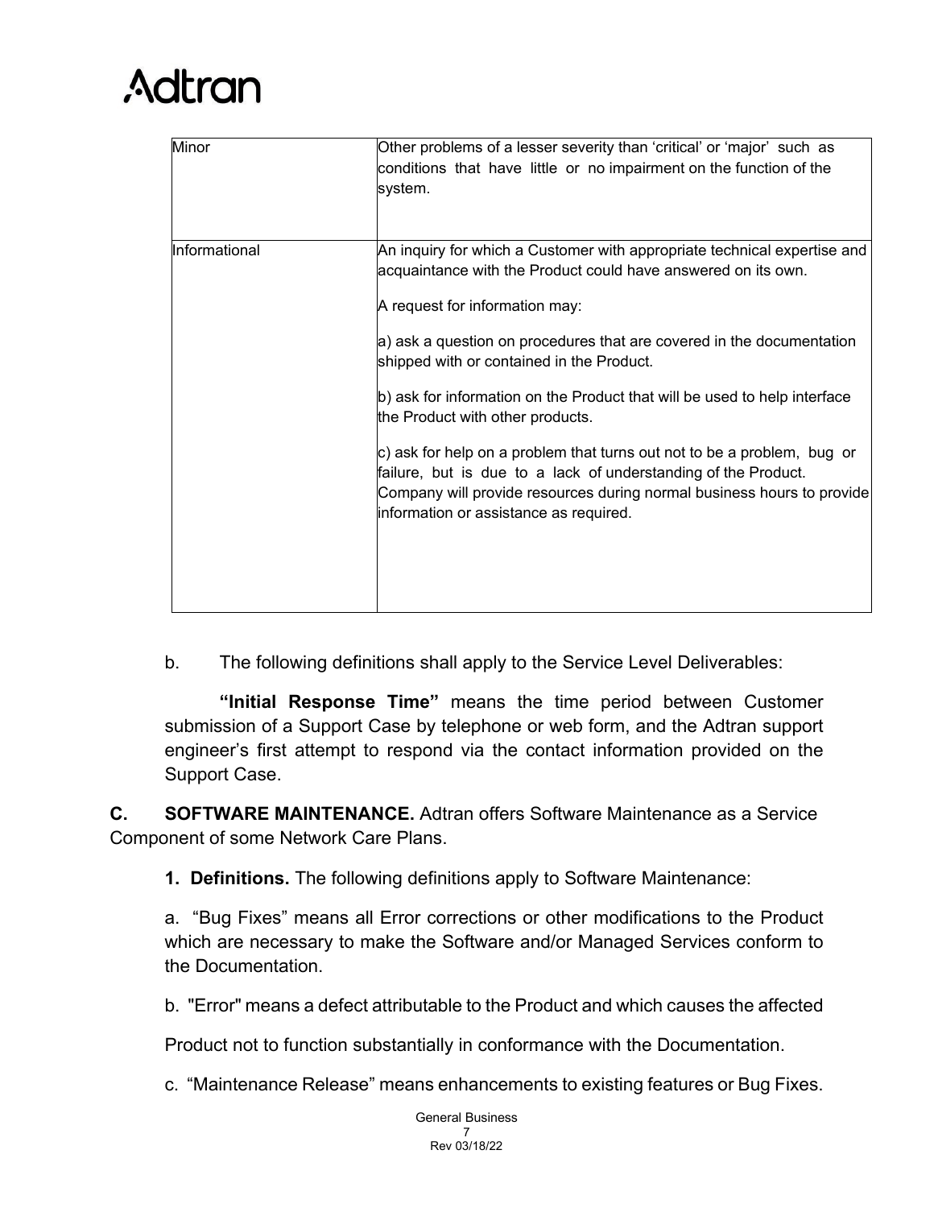| Minor | Other problems of a lesser severity than 'critical' or 'major' such as conditions that have little or no impairment on the function of the system. |
|---|---|
| Informational | An inquiry for which a Customer with appropriate technical expertise and acquaintance with the Product could have answered on its own.<br><br>A request for information may:<br><br>a) ask a question on procedures that are covered in the documentation shipped with or contained in the Product.<br><br>b) ask for information on the Product that will be used to help interface the Product with other products.<br><br>c) ask for help on a problem that turns out not to be a problem, bug or failure, but is due to a lack of understanding of the Product. Company will provide resources during normal business hours to provide information or assistance as required. |

b. The following definitions shall apply to the Service Level Deliverables:

**"Initial Response Time"** means the time period between Customer submission of a Support Case by telephone or web form, and the Adtran support engineer's first attempt to respond via the contact information provided on the Support Case.

**C. SOFTWARE MAINTENANCE.** Adtran offers Software Maintenance as a Service Component of some Network Care Plans.

**1. Definitions.** The following definitions apply to Software Maintenance:

a. "Bug Fixes" means all Error corrections or other modifications to the Product which are necessary to make the Software and/or Managed Services conform to the Documentation.

b. "Error" means a defect attributable to the Product and which causes the affected Product not to function substantially in conformance with the Documentation.

c. "Maintenance Release" means enhancements to existing features or Bug Fixes.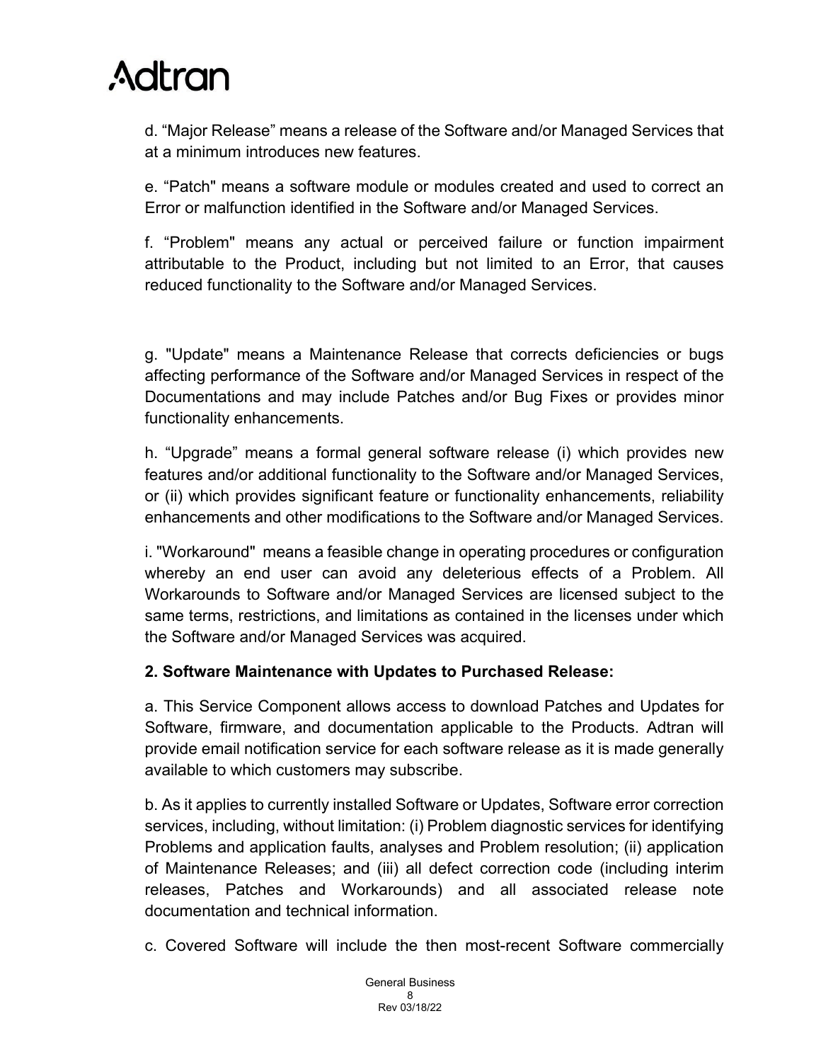d. “Major Release” means a release of the Software and/or Managed Services that at a minimum introduces new features.

e. “Patch" means a software module or modules created and used to correct an Error or malfunction identified in the Software and/or Managed Services.

f. “Problem" means any actual or perceived failure or function impairment attributable to the Product, including but not limited to an Error, that causes reduced functionality to the Software and/or Managed Services.

g. "Update" means a Maintenance Release that corrects deficiencies or bugs affecting performance of the Software and/or Managed Services in respect of the Documentations and may include Patches and/or Bug Fixes or provides minor functionality enhancements.

h. “Upgrade” means a formal general software release (i) which provides new features and/or additional functionality to the Software and/or Managed Services, or (ii) which provides significant feature or functionality enhancements, reliability enhancements and other modifications to the Software and/or Managed Services.

i. "Workaround" means a feasible change in operating procedures or configuration whereby an end user can avoid any deleterious effects of a Problem. All Workarounds to Software and/or Managed Services are licensed subject to the same terms, restrictions, and limitations as contained in the licenses under which the Software and/or Managed Services was acquired.

**2. Software Maintenance with Updates to Purchased Release:**

a. This Service Component allows access to download Patches and Updates for Software, firmware, and documentation applicable to the Products. Adtran will provide email notification service for each software release as it is made generally available to which customers may subscribe.

b. As it applies to currently installed Software or Updates, Software error correction services, including, without limitation: (i) Problem diagnostic services for identifying Problems and application faults, analyses and Problem resolution; (ii) application of Maintenance Releases; and (iii) all defect correction code (including interim releases, Patches and Workarounds) and all associated release note documentation and technical information.

c. Covered Software will include the then most-recent Software commercially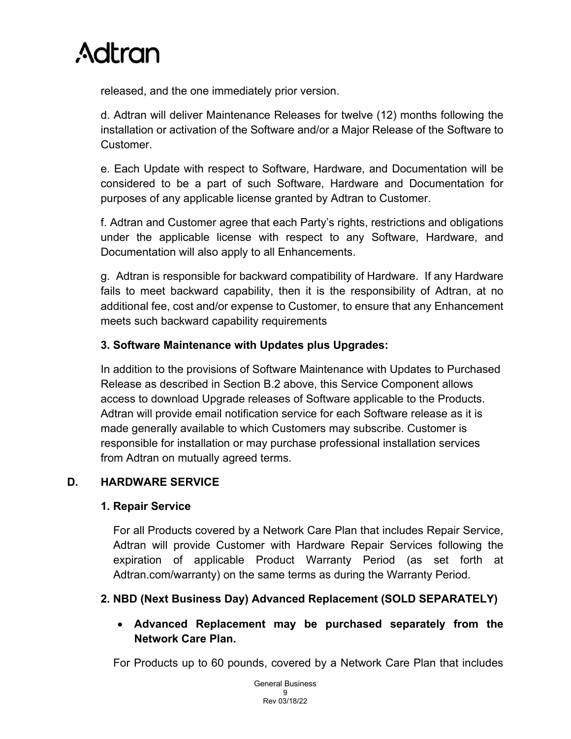released, and the one immediately prior version.

d. Adtran will deliver Maintenance Releases for twelve (12) months following the installation or activation of the Software and/or a Major Release of the Software to Customer.

e. Each Update with respect to Software, Hardware, and Documentation will be considered to be a part of such Software, Hardware and Documentation for purposes of any applicable license granted by Adtran to Customer.

f. Adtran and Customer agree that each Party's rights, restrictions and obligations under the applicable license with respect to any Software, Hardware, and Documentation will also apply to all Enhancements.

g. Adtran is responsible for backward compatibility of Hardware. If any Hardware fails to meet backward capability, then it is the responsibility of Adtran, at no additional fee, cost and/or expense to Customer, to ensure that any Enhancement meets such backward capability requirements

**3. Software Maintenance with Updates plus Upgrades:**

In addition to the provisions of Software Maintenance with Updates to Purchased Release as described in Section B.2 above, this Service Component allows access to download Upgrade releases of Software applicable to the Products. Adtran will provide email notification service for each Software release as it is made generally available to which Customers may subscribe. Customer is responsible for installation or may purchase professional installation services from Adtran on mutually agreed terms.

## D. HARDWARE SERVICE

**1. Repair Service**

For all Products covered by a Network Care Plan that includes Repair Service, Adtran will provide Customer with Hardware Repair Services following the expiration of applicable Product Warranty Period (as set forth at Adtran.com/warranty) on the same terms as during the Warranty Period.

**2. NBD (Next Business Day) Advanced Replacement (SOLD SEPARATELY)**

- **Advanced Replacement may be purchased separately from the Network Care Plan.**

For Products up to 60 pounds, covered by a Network Care Plan that includes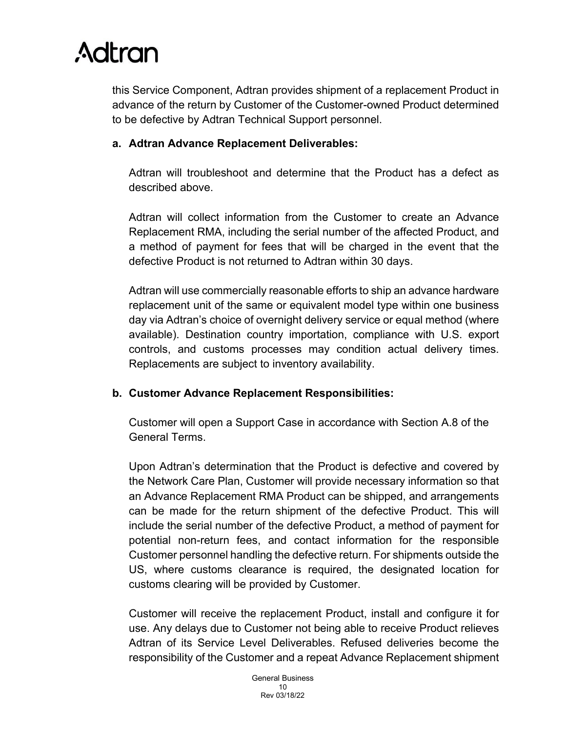this Service Component, Adtran provides shipment of a replacement Product in advance of the return by Customer of the Customer-owned Product determined to be defective by Adtran Technical Support personnel.

**a. Adtran Advance Replacement Deliverables:**

Adtran will troubleshoot and determine that the Product has a defect as described above.

Adtran will collect information from the Customer to create an Advance Replacement RMA, including the serial number of the affected Product, and a method of payment for fees that will be charged in the event that the defective Product is not returned to Adtran within 30 days.

Adtran will use commercially reasonable efforts to ship an advance hardware replacement unit of the same or equivalent model type within one business day via Adtran's choice of overnight delivery service or equal method (where available). Destination country importation, compliance with U.S. export controls, and customs processes may condition actual delivery times. Replacements are subject to inventory availability.

**b. Customer Advance Replacement Responsibilities:**

Customer will open a Support Case in accordance with Section A.8 of the General Terms.

Upon Adtran's determination that the Product is defective and covered by the Network Care Plan, Customer will provide necessary information so that an Advance Replacement RMA Product can be shipped, and arrangements can be made for the return shipment of the defective Product. This will include the serial number of the defective Product, a method of payment for potential non-return fees, and contact information for the responsible Customer personnel handling the defective return. For shipments outside the US, where customs clearance is required, the designated location for customs clearing will be provided by Customer.

Customer will receive the replacement Product, install and configure it for use. Any delays due to Customer not being able to receive Product relieves Adtran of its Service Level Deliverables. Refused deliveries become the responsibility of the Customer and a repeat Advance Replacement shipment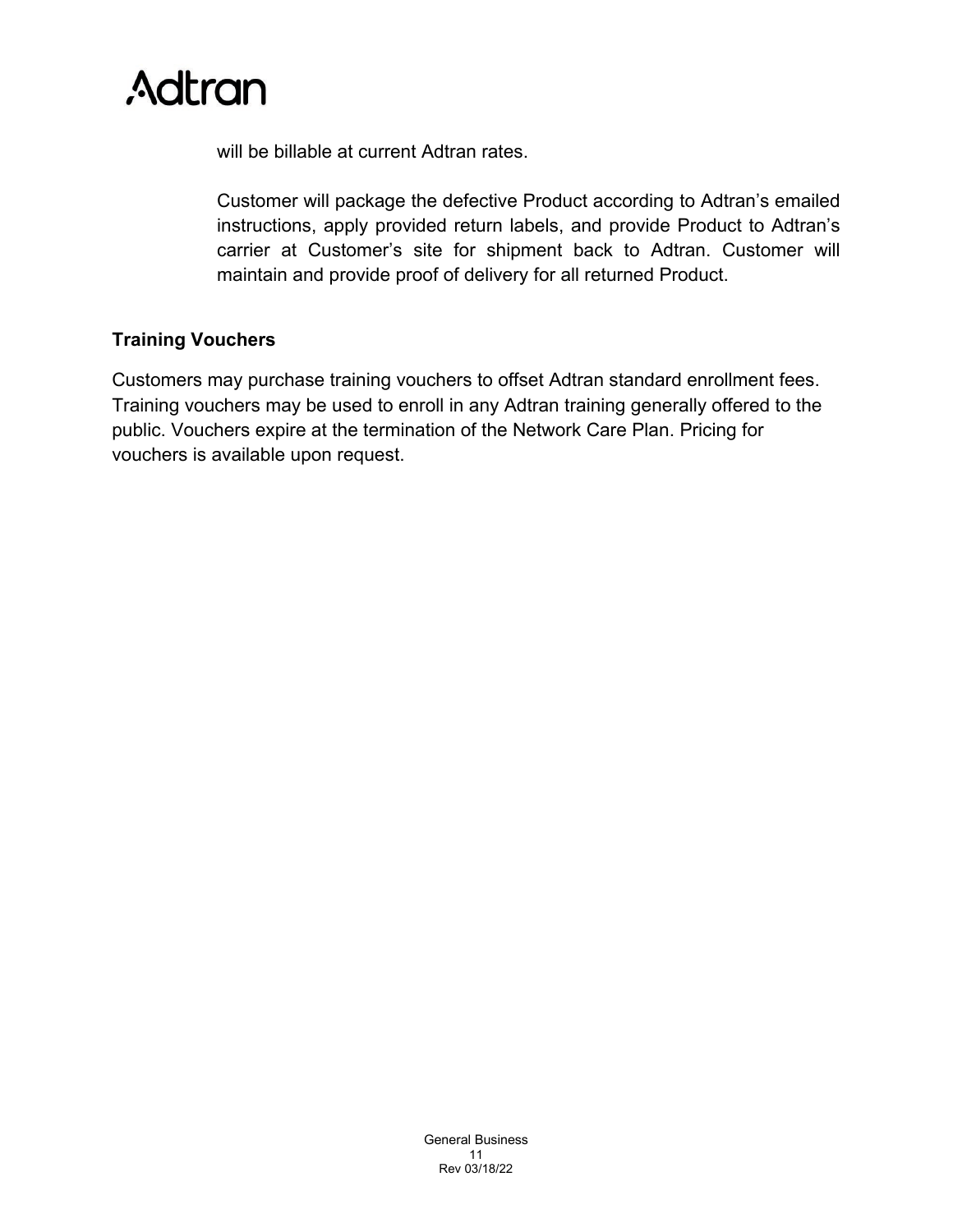will be billable at current Adtran rates.

Customer will package the defective Product according to Adtran's emailed instructions, apply provided return labels, and provide Product to Adtran's carrier at Customer's site for shipment back to Adtran. Customer will maintain and provide proof of delivery for all returned Product.

**Training Vouchers**

Customers may purchase training vouchers to offset Adtran standard enrollment fees. Training vouchers may be used to enroll in any Adtran training generally offered to the public. Vouchers expire at the termination of the Network Care Plan. Pricing for vouchers is available upon request.